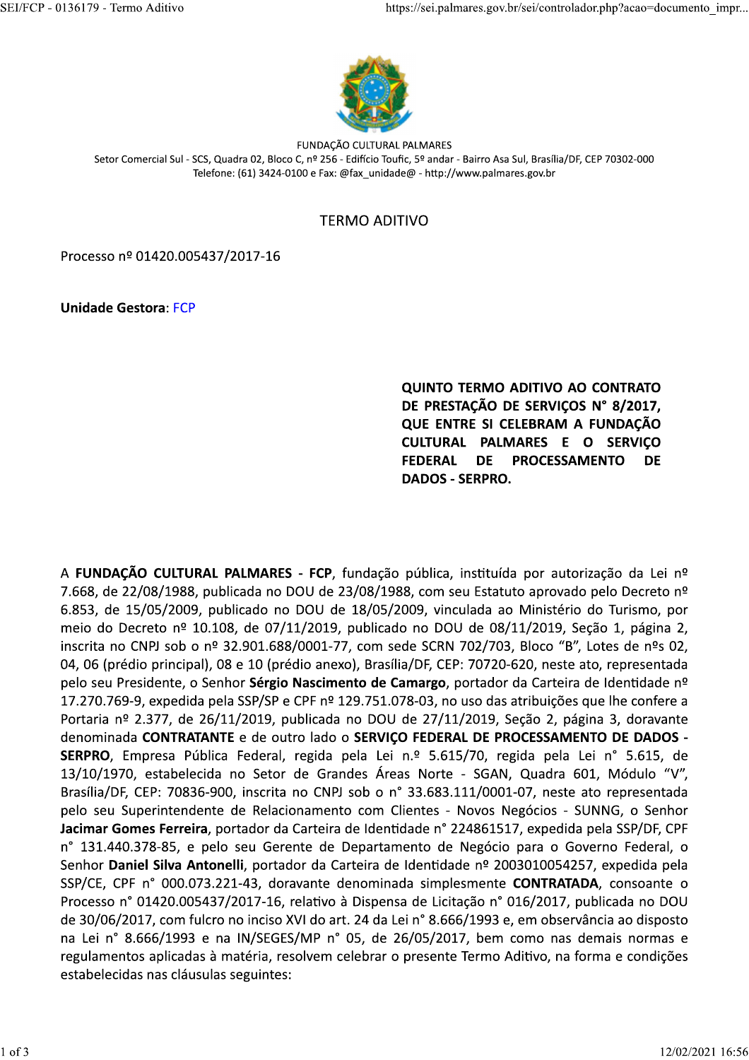FUNDAÇÃO CULTURAL PALMARES
Setor Comercial Sul - SCS, Quadra 02, Bloco C, nº 256 - Edifício Toufic, 5º andar - Bairro Asa Sul, Brasília/DF, CEP 70302-000
Telefone: (61) 3424-0100 e Fax: @fax_unidade@ - http://www.palmares.gov.br

# TERMO ADITIVO

Processo nº 01420.005437/2017-16

**Unidade Gestora**: FCP

**QUINTO TERMO ADITIVO AO CONTRATO DE PRESTAÇÃO DE SERVIÇOS N° 8/2017, QUE ENTRE SI CELEBRAM A FUNDAÇÃO CULTURAL PALMARES E O SERVIÇO FEDERAL DE PROCESSAMENTO DE DADOS - SERPRO.**

A **FUNDAÇÃO CULTURAL PALMARES - FCP**, fundação pública, instituída por autorização da Lei nº 7.668, de 22/08/1988, publicada no DOU de 23/08/1988, com seu Estatuto aprovado pelo Decreto nº 6.853, de 15/05/2009, publicado no DOU de 18/05/2009, vinculada ao Ministério do Turismo, por meio do Decreto nº 10.108, de 07/11/2019, publicado no DOU de 08/11/2019, Seção 1, página 2, inscrita no CNPJ sob o nº 32.901.688/0001-77, com sede SCRN 702/703, Bloco "B", Lotes de nºs 02, 04, 06 (prédio principal), 08 e 10 (prédio anexo), Brasília/DF, CEP: 70720-620, neste ato, representada pelo seu Presidente, o Senhor **Sérgio Nascimento de Camargo**, portador da Carteira de Identidade nº 17.270.769-9, expedida pela SSP/SP e CPF nº 129.751.078-03, no uso das atribuições que lhe confere a Portaria nº 2.377, de 26/11/2019, publicada no DOU de 27/11/2019, Seção 2, página 3, doravante denominada **CONTRATANTE** e de outro lado o **SERVIÇO FEDERAL DE PROCESSAMENTO DE DADOS - SERPRO**, Empresa Pública Federal, regida pela Lei n.º 5.615/70, regida pela Lei n° 5.615, de 13/10/1970, estabelecida no Setor de Grandes Áreas Norte - SGAN, Quadra 601, Módulo "V", Brasília/DF, CEP: 70836-900, inscrita no CNPJ sob o n° 33.683.111/0001-07, neste ato representada pelo seu Superintendente de Relacionamento com Clientes - Novos Negócios - SUNNG, o Senhor **Jacimar Gomes Ferreira**, portador da Carteira de Identidade n° 224861517, expedida pela SSP/DF, CPF n° 131.440.378-85, e pelo seu Gerente de Departamento de Negócio para o Governo Federal, o Senhor **Daniel Silva Antonelli**, portador da Carteira de Identidade nº 2003010054257, expedida pela SSP/CE, CPF n° 000.073.221-43, doravante denominada simplesmente **CONTRATADA**, consoante o Processo n° 01420.005437/2017-16, relativo à Dispensa de Licitação n° 016/2017, publicada no DOU de 30/06/2017, com fulcro no inciso XVI do art. 24 da Lei n° 8.666/1993 e, em observância ao disposto na Lei n° 8.666/1993 e na IN/SEGES/MP n° 05, de 26/05/2017, bem como nas demais normas e regulamentos aplicadas à matéria, resolvem celebrar o presente Termo Aditivo, na forma e condições estabelecidas nas cláusulas seguintes: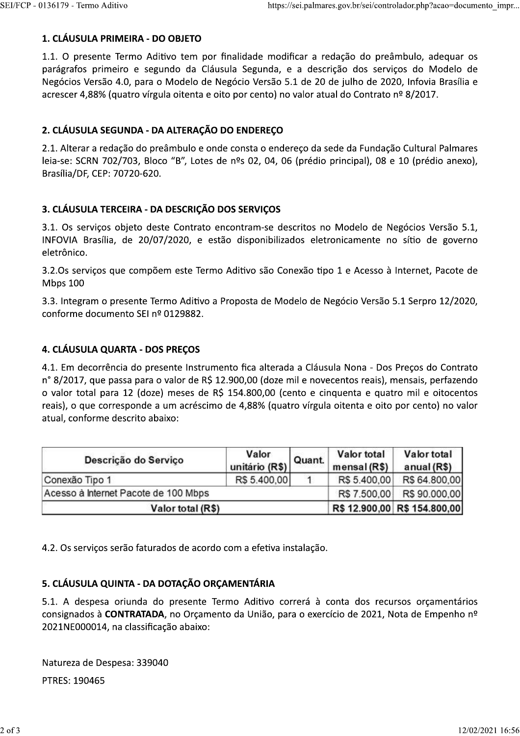## 1. CLÁUSULA PRIMEIRA - DO OBJETO

1.1. O presente Termo Aditivo tem por finalidade modificar a redação do preâmbulo, adequar os parágrafos primeiro e segundo da Cláusula Segunda, e a descrição dos serviços do Modelo de Negócios Versão 4.0, para o Modelo de Negócio Versão 5.1 de 20 de julho de 2020, Infovia Brasília e acrescer 4,88% (quatro vírgula oitenta e oito por cento) no valor atual do Contrato nº 8/2017.

## 2. CLÁUSULA SEGUNDA - DA ALTERAÇÃO DO ENDEREÇO

2.1. Alterar a redação do preâmbulo e onde consta o endereço da sede da Fundação Cultural Palmares leia-se: SCRN 702/703, Bloco "B", Lotes de nºs 02, 04, 06 (prédio principal), 08 e 10 (prédio anexo), Brasília/DF, CEP: 70720-620.

## 3. CLÁUSULA TERCEIRA - DA DESCRIÇÃO DOS SERVIÇOS

3.1. Os serviços objeto deste Contrato encontram-se descritos no Modelo de Negócios Versão 5.1, INFOVIA Brasília, de 20/07/2020, e estão disponibilizados eletronicamente no sítio de governo eletrônico.

3.2.Os serviços que compõem este Termo Aditivo são Conexão tipo 1 e Acesso à Internet, Pacote de Mbps 100

3.3. Integram o presente Termo Aditivo a Proposta de Modelo de Negócio Versão 5.1 Serpro 12/2020, conforme documento SEI nº 0129882.

## 4. CLÁUSULA QUARTA - DOS PREÇOS

4.1. Em decorrência do presente Instrumento fica alterada a Cláusula Nona - Dos Preços do Contrato n° 8/2017, que passa para o valor de R$ 12.900,00 (doze mil e novecentos reais), mensais, perfazendo o valor total para 12 (doze) meses de R$ 154.800,00 (cento e cinquenta e quatro mil e oitocentos reais), o que corresponde a um acréscimo de 4,88% (quatro vírgula oitenta e oito por cento) no valor atual, conforme descrito abaixo:

| Descrição do Serviço | Valor unitário (R$) | Quant. | Valor total mensal (R$) | Valor total anual (R$) |
|---|---|---|---|---|
| Conexão Tipo 1 | R$ 5.400,00 | 1 | R$ 5.400,00 | R$ 64.800,00 |
| Acesso à Internet Pacote de 100 Mbps | | | R$ 7.500,00 | R$ 90.000,00 |
| **Valor total (R$)** | | | **R$ 12.900,00** | **R$ 154.800,00** |

4.2. Os serviços serão faturados de acordo com a efetiva instalação.

## 5. CLÁUSULA QUINTA - DA DOTAÇÃO ORÇAMENTÁRIA

5.1. A despesa oriunda do presente Termo Aditivo correrá à conta dos recursos orçamentários consignados à **CONTRATADA**, no Orçamento da União, para o exercício de 2021, Nota de Empenho nº 2021NE000014, na classificação abaixo:

Natureza de Despesa: 339040

PTRES: 190465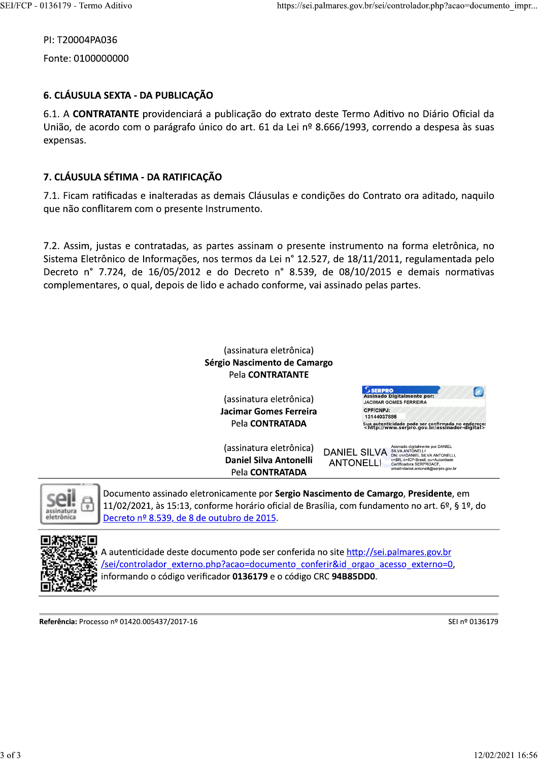PI: T20004PA036

Fonte: 0100000000

## 6. CLÁUSULA SEXTA - DA PUBLICAÇÃO

6.1. A **CONTRATANTE** providenciará a publicação do extrato deste Termo Aditivo no Diário Oficial da União, de acordo com o parágrafo único do art. 61 da Lei nº 8.666/1993, correndo a despesa às suas expensas.

## 7. CLÁUSULA SÉTIMA - DA RATIFICAÇÃO

7.1. Ficam ratificadas e inalteradas as demais Cláusulas e condições do Contrato ora aditado, naquilo que não conflitarem com o presente Instrumento.

7.2. Assim, justas e contratadas, as partes assinam o presente instrumento na forma eletrônica, no Sistema Eletrônico de Informações, nos termos da Lei n° 12.527, de 18/11/2011, regulamentada pelo Decreto n° 7.724, de 16/05/2012 e do Decreto n° 8.539, de 08/10/2015 e demais normativas complementares, o qual, depois de lido e achado conforme, vai assinado pelas partes.

(assinatura eletrônica)
**Sérgio Nascimento de Camargo**
Pela **CONTRATANTE**

(assinatura eletrônica)
**Jacimar Gomes Ferreira**
Pela **CONTRATADA**

SERPRO
Assinado Digitalmente por:
JACIMAR GOMES FERREIRA
CPF/CNPJ:
13144037885
Sua autenticidade pode ser confirmada no endereço:
<http://www.serpro.gov.br/assinador-digital>

(assinatura eletrônica)
**Daniel Silva Antonelli**
Pela **CONTRATADA**

DANIEL SILVA ANTONELLI
Assinado digitalmente por DANIEL SILVA ANTONELLI
DN: cn=DANIEL SILVA ANTONELLI, c=BR, o=ICP-Brasil, ou=Autoridade Certificadora SERPROACF, email=daniel.antonelli@serpro.gov.br

---

Documento assinado eletronicamente por **Sergio Nascimento de Camargo**, **Presidente**, em 11/02/2021, às 15:13, conforme horário oficial de Brasília, com fundamento no art. 6º, § 1º, do Decreto nº 8.539, de 8 de outubro de 2015.

---

A autenticidade deste documento pode ser conferida no site http://sei.palmares.gov.br/sei/controlador_externo.php?acao=documento_conferir&id_orgao_acesso_externo=0, informando o código verificador **0136179** e o código CRC **94B85DD0**.

---

**Referência:** Processo nº 01420.005437/2017-16 — SEI nº 0136179